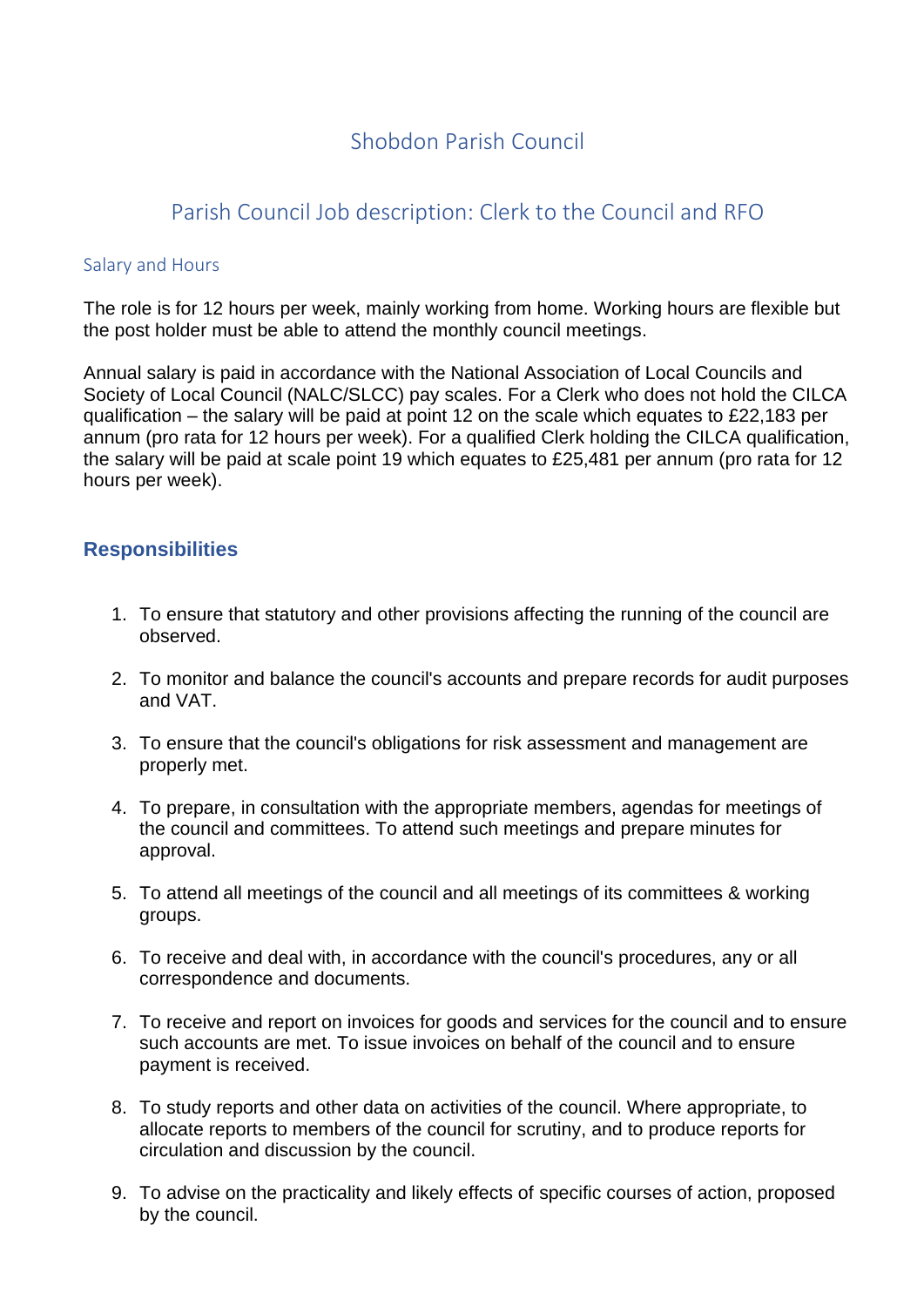# Shobdon Parish Council

## Parish Council Job description: Clerk to the Council and RFO

### Salary and Hours

The role is for 12 hours per week, mainly working from home. Working hours are flexible but the post holder must be able to attend the monthly council meetings.

Annual salary is paid in accordance with the National Association of Local Councils and Society of Local Council (NALC/SLCC) pay scales. For a Clerk who does not hold the CILCA qualification – the salary will be paid at point 12 on the scale which equates to £22,183 per annum (pro rata for 12 hours per week). For a qualified Clerk holding the CILCA qualification, the salary will be paid at scale point 19 which equates to £25,481 per annum (pro rata for 12 hours per week).

### Responsibilities

1. To ensure that statutory and other provisions affecting the running of the council are observed.
2. To monitor and balance the council's accounts and prepare records for audit purposes and VAT.
3. To ensure that the council's obligations for risk assessment and management are properly met.
4. To prepare, in consultation with the appropriate members, agendas for meetings of the council and committees. To attend such meetings and prepare minutes for approval.
5. To attend all meetings of the council and all meetings of its committees & working groups.
6. To receive and deal with, in accordance with the council's procedures, any or all correspondence and documents.
7. To receive and report on invoices for goods and services for the council and to ensure such accounts are met. To issue invoices on behalf of the council and to ensure payment is received.
8. To study reports and other data on activities of the council. Where appropriate, to allocate reports to members of the council for scrutiny, and to produce reports for circulation and discussion by the council.
9. To advise on the practicality and likely effects of specific courses of action, proposed by the council.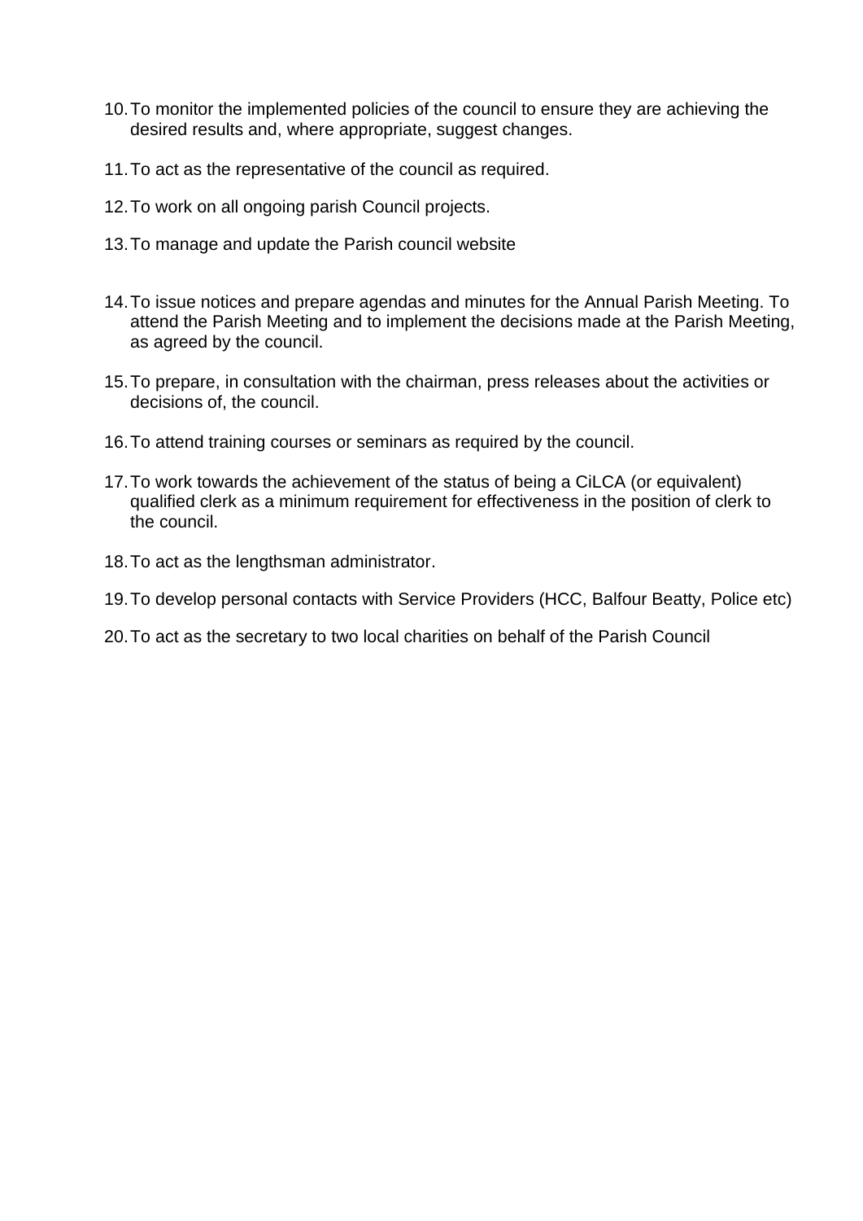10. To monitor the implemented policies of the council to ensure they are achieving the desired results and, where appropriate, suggest changes.

11. To act as the representative of the council as required.

12. To work on all ongoing parish Council projects.

13. To manage and update the Parish council website

14. To issue notices and prepare agendas and minutes for the Annual Parish Meeting. To attend the Parish Meeting and to implement the decisions made at the Parish Meeting, as agreed by the council.

15. To prepare, in consultation with the chairman, press releases about the activities or decisions of, the council.

16. To attend training courses or seminars as required by the council.

17. To work towards the achievement of the status of being a CiLCA (or equivalent) qualified clerk as a minimum requirement for effectiveness in the position of clerk to the council.

18. To act as the lengthsman administrator.

19. To develop personal contacts with Service Providers (HCC, Balfour Beatty, Police etc)

20. To act as the secretary to two local charities on behalf of the Parish Council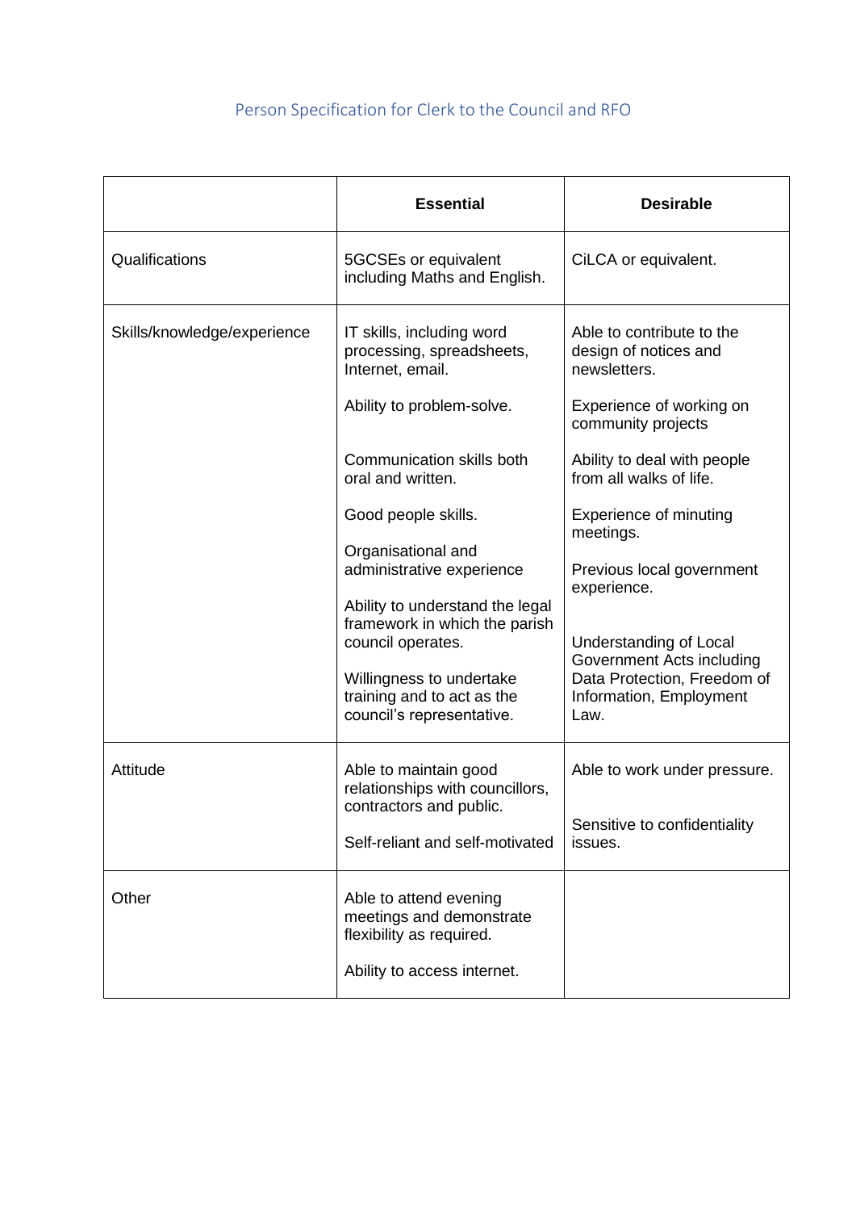## Person Specification for Clerk to the Council and RFO

| | Essential | Desirable |
|---|---|---|
| Qualifications | 5GCSEs or equivalent including Maths and English. | CiLCA or equivalent. |
| Skills/knowledge/experience | IT skills, including word processing, spreadsheets, Internet, email.<br><br>Ability to problem-solve.<br><br>Communication skills both oral and written.<br><br>Good people skills.<br><br>Organisational and administrative experience<br><br>Ability to understand the legal framework in which the parish council operates.<br><br>Willingness to undertake training and to act as the council's representative. | Able to contribute to the design of notices and newsletters.<br><br>Experience of working on community projects<br><br>Ability to deal with people from all walks of life.<br><br>Experience of minuting meetings.<br><br>Previous local government experience.<br><br>Understanding of Local Government Acts including Data Protection, Freedom of Information, Employment Law. |
| Attitude | Able to maintain good relationships with councillors, contractors and public.<br><br>Self-reliant and self-motivated | Able to work under pressure.<br><br>Sensitive to confidentiality issues. |
| Other | Able to attend evening meetings and demonstrate flexibility as required.<br><br>Ability to access internet. | |